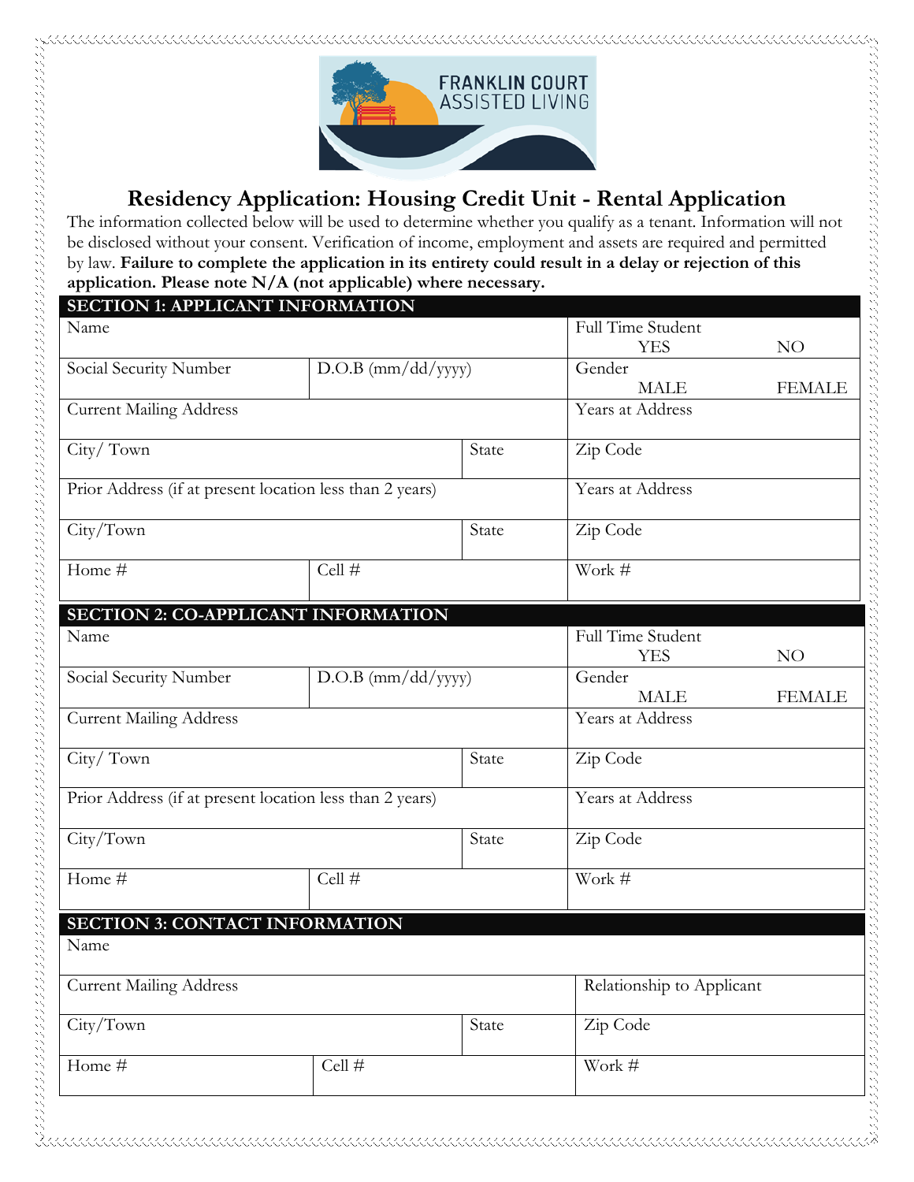FRANKLIN COURT ASSISTED LIVING

# Residency Application: Housing Credit Unit - Rental Application

The information collected below will be used to determine whether you qualify as a tenant. Information will not be disclosed without your consent. Verification of income, employment and assets are required and permitted by law. **Failure to complete the application in its entirety could result in a delay or rejection of this application. Please note N/A (not applicable) where necessary.**

## SECTION 1: APPLICANT INFORMATION

| | | | |
|---|---|---|---|
| Name | | | Full Time Student YES NO |
| Social Security Number | D.O.B (mm/dd/yyyy) | | Gender MALE FEMALE |
| Current Mailing Address | | | Years at Address |
| City/ Town | | State | Zip Code |
| Prior Address (if at present location less than 2 years) | | | Years at Address |
| City/Town | | State | Zip Code |
| Home # | Cell # | | Work # |

## SECTION 2: CO-APPLICANT INFORMATION

| | | | |
|---|---|---|---|
| Name | | | Full Time Student YES NO |
| Social Security Number | D.O.B (mm/dd/yyyy) | | Gender MALE FEMALE |
| Current Mailing Address | | | Years at Address |
| City/ Town | | State | Zip Code |
| Prior Address (if at present location less than 2 years) | | | Years at Address |
| City/Town | | State | Zip Code |
| Home # | Cell # | | Work # |

## SECTION 3: CONTACT INFORMATION

| | | | |
|---|---|---|---|
| Name | | | |
| Current Mailing Address | | | Relationship to Applicant |
| City/Town | | State | Zip Code |
| Home # | Cell # | | Work # |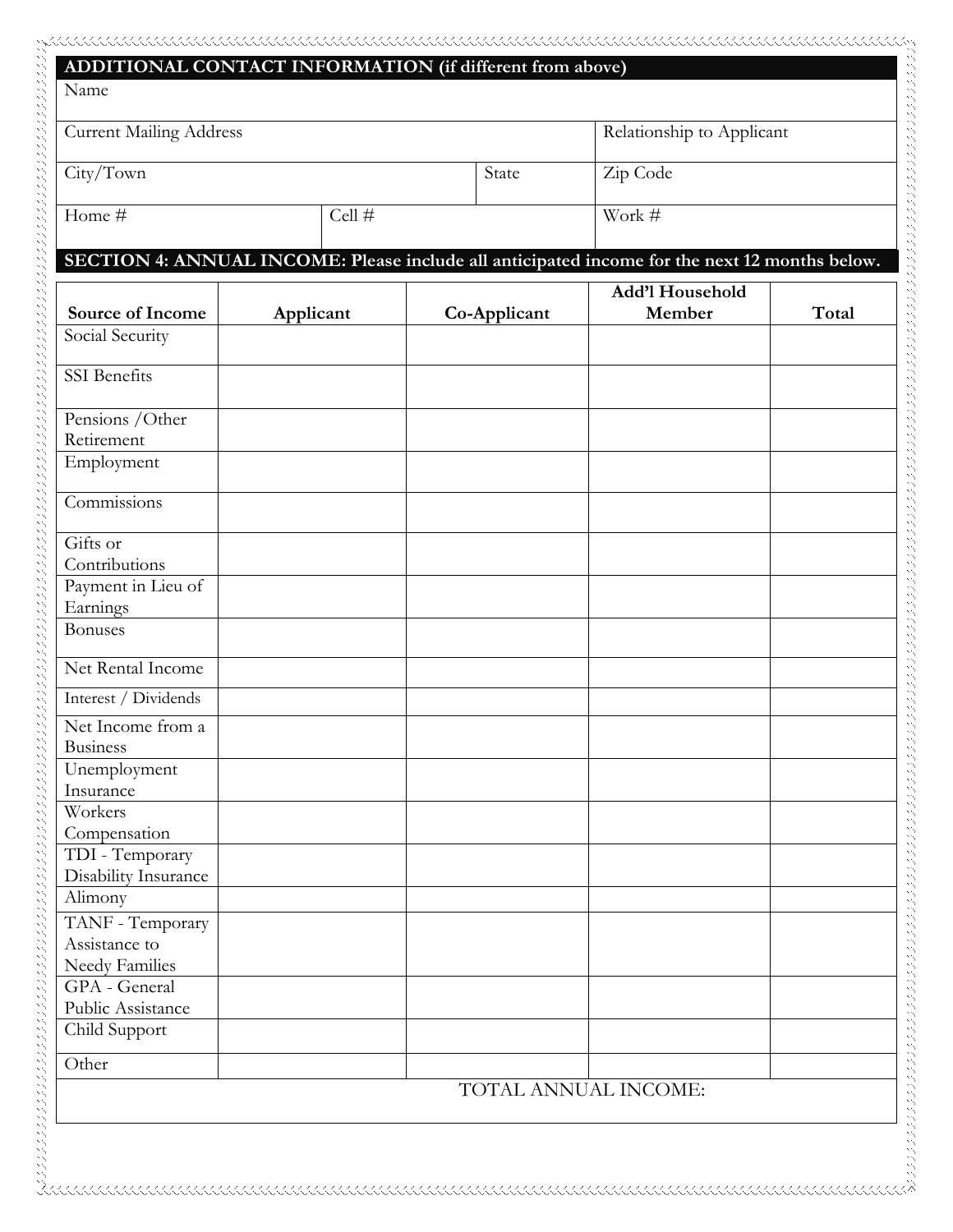## ADDITIONAL CONTACT INFORMATION (if different from above)

| Name | | | |
|---|---|---|---|
| Current Mailing Address | | | Relationship to Applicant |
| City/Town | | State | Zip Code |
| Home # | Cell # | | Work # |

## SECTION 4: ANNUAL INCOME: Please include all anticipated income for the next 12 months below.

| Source of Income | Applicant | Co-Applicant | Add'l Household Member | Total |
|---|---|---|---|---|
| Social Security | | | | |
| SSI Benefits | | | | |
| Pensions /Other Retirement | | | | |
| Employment | | | | |
| Commissions | | | | |
| Gifts or Contributions | | | | |
| Payment in Lieu of Earnings | | | | |
| Bonuses | | | | |
| Net Rental Income | | | | |
| Interest / Dividends | | | | |
| Net Income from a Business | | | | |
| Unemployment Insurance | | | | |
| Workers Compensation | | | | |
| TDI - Temporary Disability Insurance | | | | |
| Alimony | | | | |
| TANF - Temporary Assistance to Needy Families | | | | |
| GPA - General Public Assistance | | | | |
| Child Support | | | | |
| Other | | | | |
| | | | TOTAL ANNUAL INCOME: | |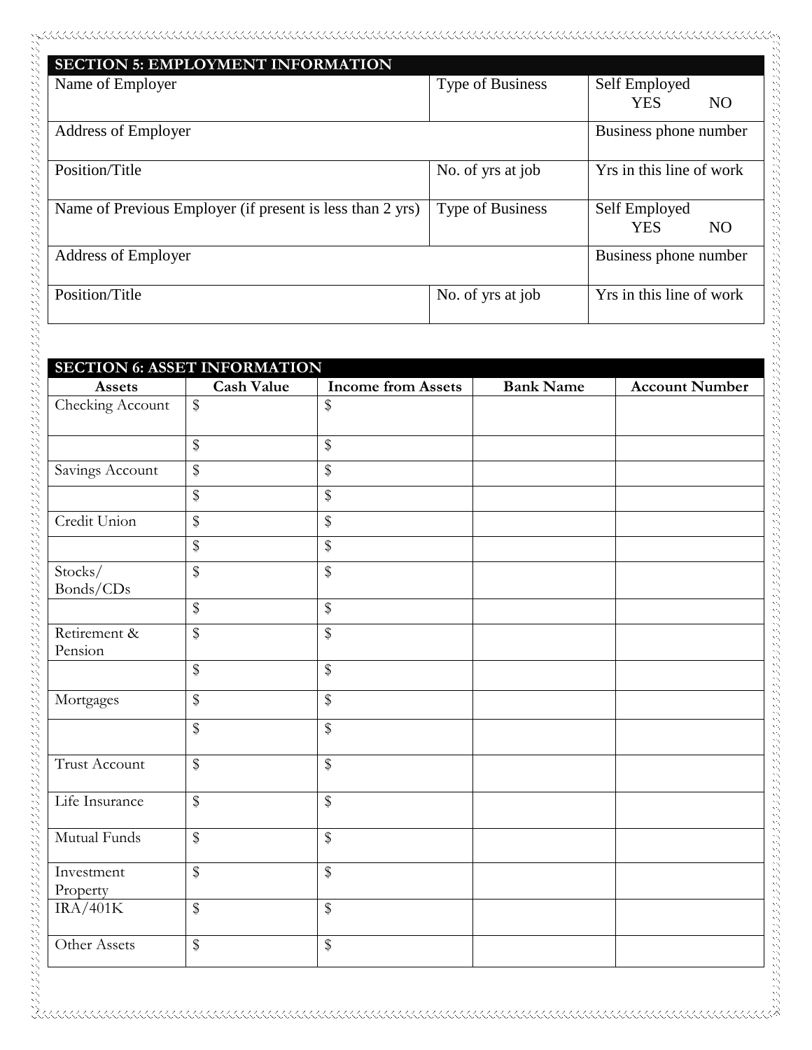## SECTION 5: EMPLOYMENT INFORMATION

| Name of Employer | Type of Business | Self Employed YES NO |
|---|---|---|
| Address of Employer | | Business phone number |
| Position/Title | No. of yrs at job | Yrs in this line of work |
| Name of Previous Employer (if present is less than 2 yrs) | Type of Business | Self Employed YES NO |
| Address of Employer | | Business phone number |
| Position/Title | No. of yrs at job | Yrs in this line of work |

## SECTION 6: ASSET INFORMATION

| Assets | Cash Value | Income from Assets | Bank Name | Account Number |
|---|---|---|---|---|
| Checking Account | $ | $ | | |
| | $ | $ | | |
| Savings Account | $ | $ | | |
| | $ | $ | | |
| Credit Union | $ | $ | | |
| | $ | $ | | |
| Stocks/ Bonds/CDs | $ | $ | | |
| | $ | $ | | |
| Retirement & Pension | $ | $ | | |
| | $ | $ | | |
| Mortgages | $ | $ | | |
| | $ | $ | | |
| Trust Account | $ | $ | | |
| Life Insurance | $ | $ | | |
| Mutual Funds | $ | $ | | |
| Investment Property | $ | $ | | |
| IRA/401K | $ | $ | | |
| Other Assets | $ | $ | | |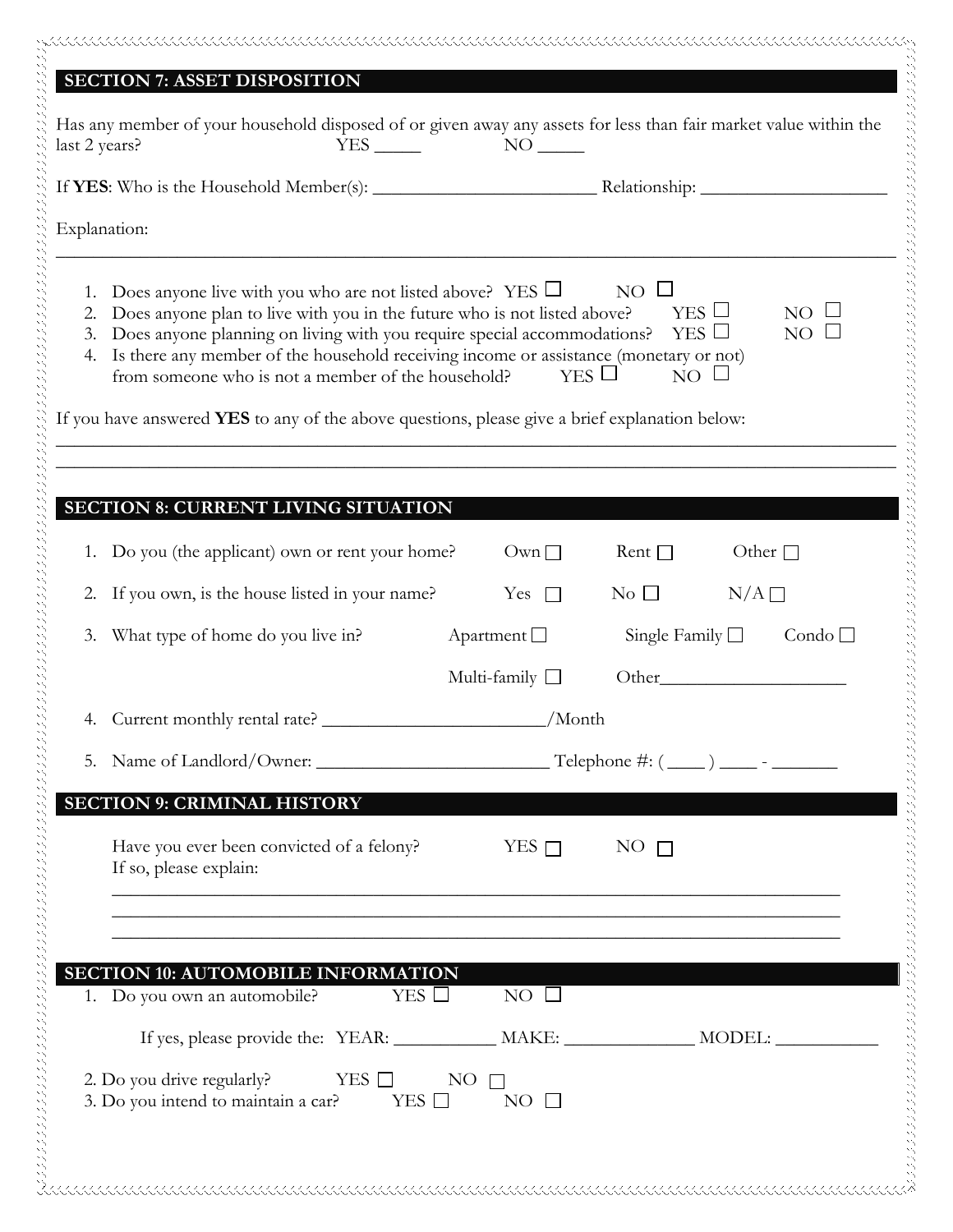## SECTION 7: ASSET DISPOSITION

Has any member of your household disposed of or given away any assets for less than fair market value within the last 2 years? YES _____ NO _____

If **YES**: Who is the Household Member(s): ________________________ Relationship: ____________________

Explanation:

______________________________________________________________________________________________

1. Does anyone live with you who are not listed above? YES ☐ NO ☐
2. Does anyone plan to live with you in the future who is not listed above? YES ☐ NO ☐
3. Does anyone planning on living with you require special accommodations? YES ☐ NO ☐
4. Is there any member of the household receiving income or assistance (monetary or not) from someone who is not a member of the household? YES ☐ NO ☐

If you have answered **YES** to any of the above questions, please give a brief explanation below:

______________________________________________________________________________________________

______________________________________________________________________________________________

## SECTION 8: CURRENT LIVING SITUATION

1. Do you (the applicant) own or rent your home? Own ☐ Rent ☐ Other ☐
2. If you own, is the house listed in your name? Yes ☐ No ☐ N/A ☐
3. What type of home do you live in? Apartment ☐ Single Family ☐ Condo ☐ Multi-family ☐ Other____________________
4. Current monthly rental rate? ________________________/Month
5. Name of Landlord/Owner: _________________________ Telephone #: ( ____ ) ____ - _______

## SECTION 9: CRIMINAL HISTORY

Have you ever been convicted of a felony? YES ☐ NO ☐
If so, please explain:

___________________________________________________________________________

___________________________________________________________________________

___________________________________________________________________________

## SECTION 10: AUTOMOBILE INFORMATION

1. Do you own an automobile? YES ☐ NO ☐

   If yes, please provide the: YEAR: ___________ MAKE: ______________ MODEL: ___________

2. Do you drive regularly? YES ☐ NO ☐
3. Do you intend to maintain a car? YES ☐ NO ☐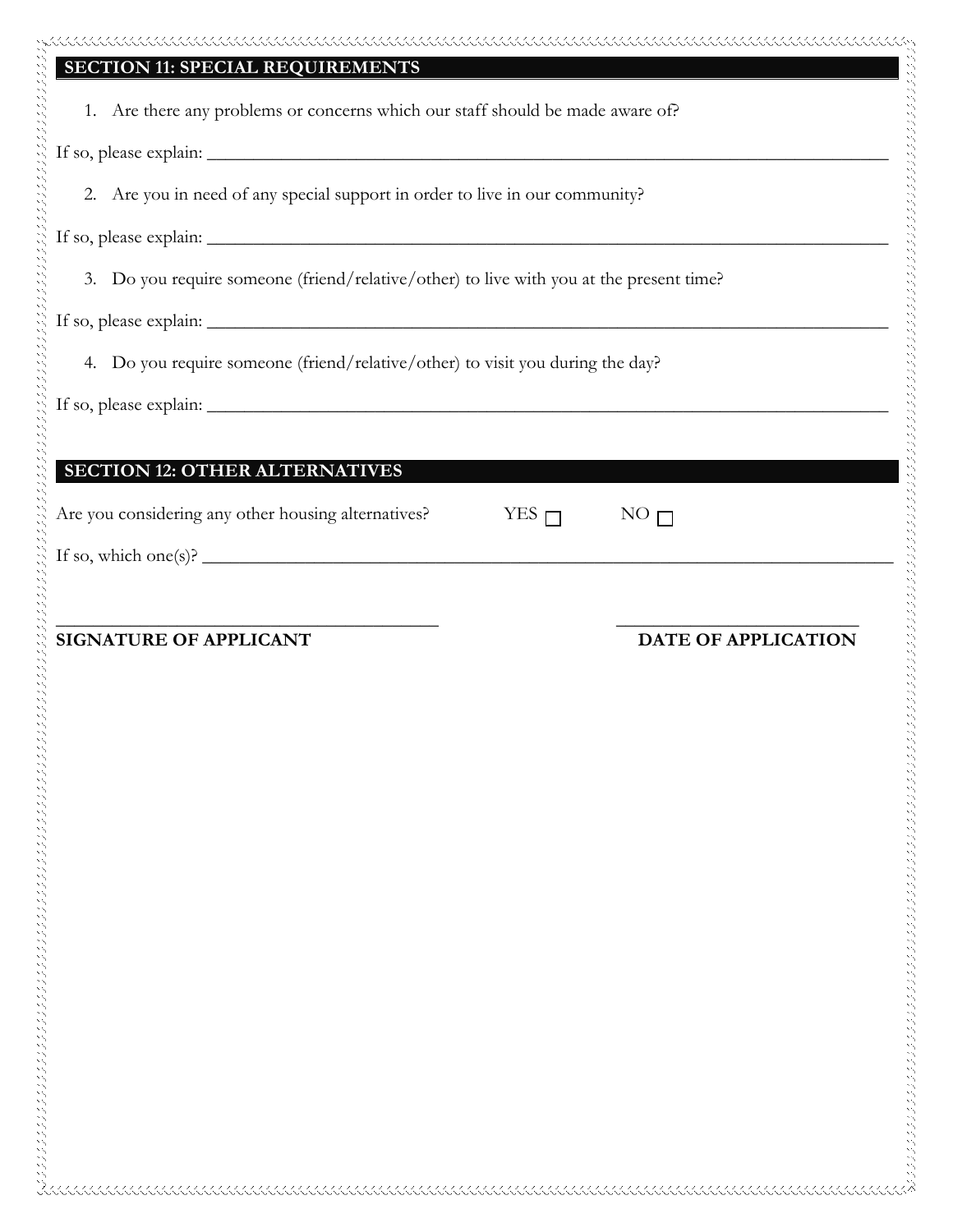## SECTION 11: SPECIAL REQUIREMENTS

1. Are there any problems or concerns which our staff should be made aware of?

If so, please explain: ___________________________________________________________________________

2. Are you in need of any special support in order to live in our community?

If so, please explain: ___________________________________________________________________________

3. Do you require someone (friend/relative/other) to live with you at the present time?

If so, please explain: ___________________________________________________________________________

4. Do you require someone (friend/relative/other) to visit you during the day?

If so, please explain: ___________________________________________________________________________

## SECTION 12: OTHER ALTERNATIVES

Are you considering any other housing alternatives? YES ☐ NO ☐

If so, which one(s)? ___________________________________________________________________________

_________________________________________ _________________________

**SIGNATURE OF APPLICANT** **DATE OF APPLICATION**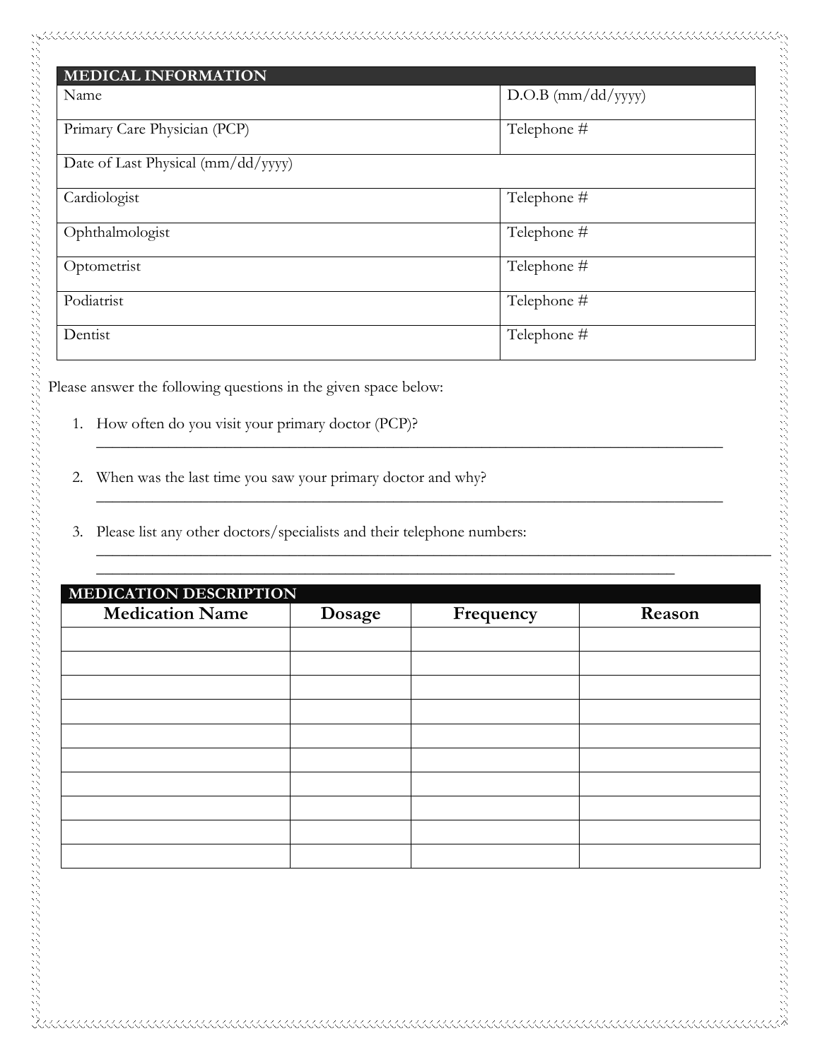| MEDICAL INFORMATION | |
|---|---|
| Name | D.O.B (mm/dd/yyyy) |
| Primary Care Physician (PCP) | Telephone # |
| Date of Last Physical (mm/dd/yyyy) | |
| Cardiologist | Telephone # |
| Ophthalmologist | Telephone # |
| Optometrist | Telephone # |
| Podiatrist | Telephone # |
| Dentist | Telephone # |

Please answer the following questions in the given space below:

1. How often do you visit your primary doctor (PCP)?
   ___________________________________________________________________________

2. When was the last time you saw your primary doctor and why?
   ___________________________________________________________________________

3. Please list any other doctors/specialists and their telephone numbers:
   ___________________________________________________________________________
   ___________________________________________________________________________

| MEDICATION DESCRIPTION | | | |
|---|---|---|---|
| **Medication Name** | **Dosage** | **Frequency** | **Reason** |
| | | | |
| | | | |
| | | | |
| | | | |
| | | | |
| | | | |
| | | | |
| | | | |
| | | | |
| | | | |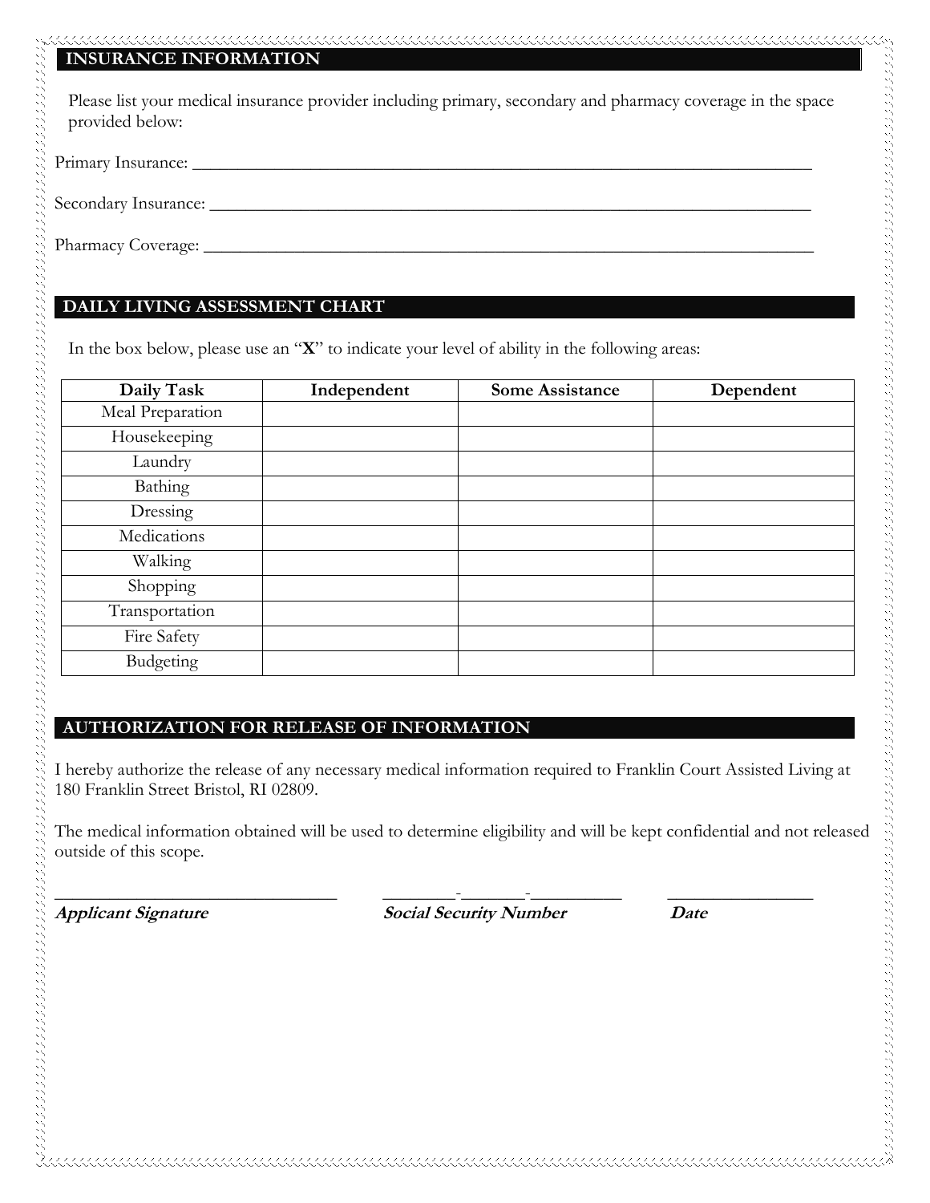## INSURANCE INFORMATION

Please list your medical insurance provider including primary, secondary and pharmacy coverage in the space provided below:

Primary Insurance: ___________________________________________________________________________

Secondary Insurance: _________________________________________________________________________

Pharmacy Coverage: __________________________________________________________________________

## DAILY LIVING ASSESSMENT CHART

In the box below, please use an "**X**" to indicate your level of ability in the following areas:

| Daily Task | Independent | Some Assistance | Dependent |
|---|---|---|---|
| Meal Preparation | | | |
| Housekeeping | | | |
| Laundry | | | |
| Bathing | | | |
| Dressing | | | |
| Medications | | | |
| Walking | | | |
| Shopping | | | |
| Transportation | | | |
| Fire Safety | | | |
| Budgeting | | | |

## AUTHORIZATION FOR RELEASE OF INFORMATION

I hereby authorize the release of any necessary medical information required to Franklin Court Assisted Living at 180 Franklin Street Bristol, RI 02809.

The medical information obtained will be used to determine eligibility and will be kept confidential and not released outside of this scope.

_________________________________ _________-________-__________ _________________

***Applicant Signature*** ***Social Security Number*** ***Date***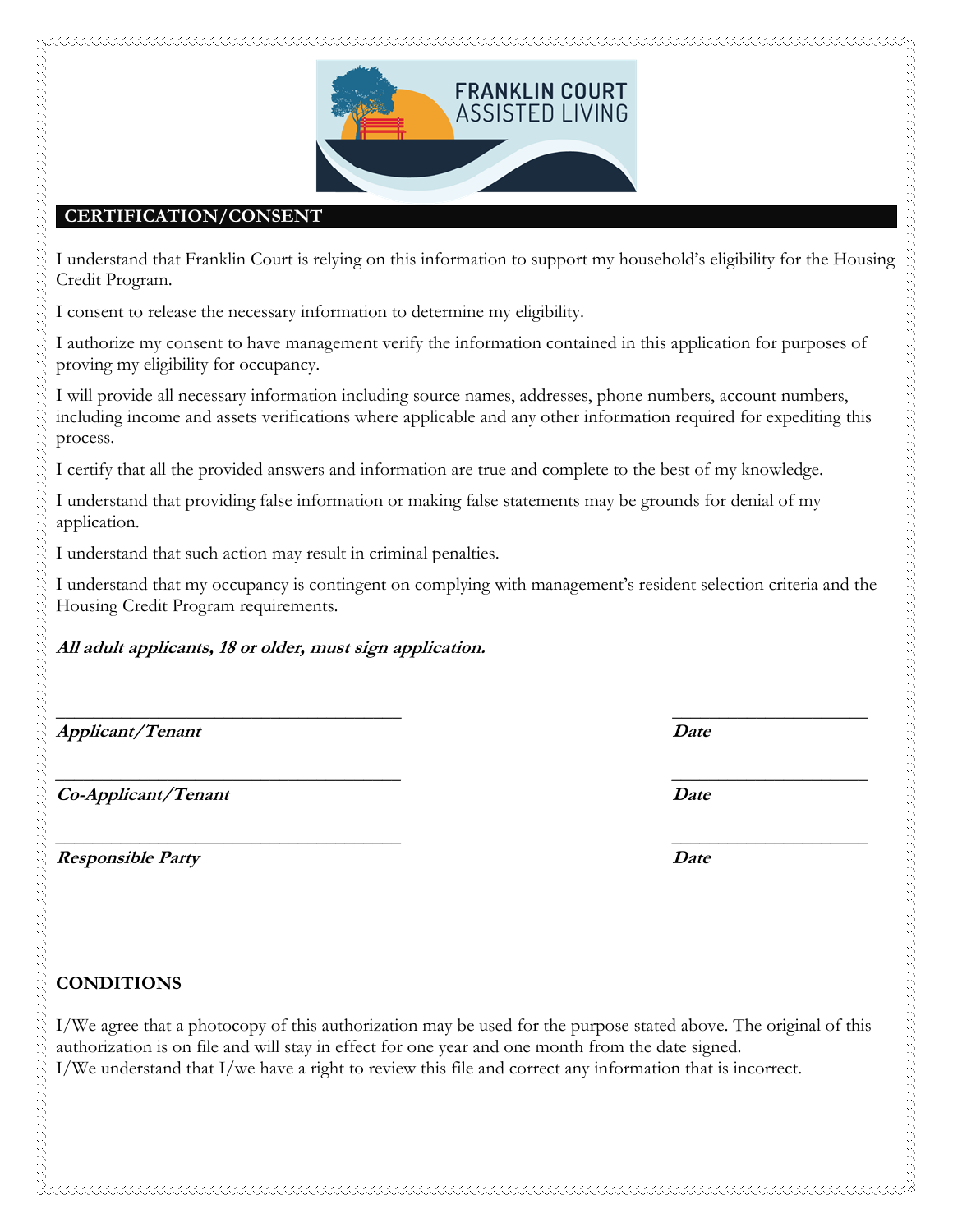FRANKLIN COURT ASSISTED LIVING

## CERTIFICATION/CONSENT

I understand that Franklin Court is relying on this information to support my household's eligibility for the Housing Credit Program.

I consent to release the necessary information to determine my eligibility.

I authorize my consent to have management verify the information contained in this application for purposes of proving my eligibility for occupancy.

I will provide all necessary information including source names, addresses, phone numbers, account numbers, including income and assets verifications where applicable and any other information required for expediting this process.

I certify that all the provided answers and information are true and complete to the best of my knowledge.

I understand that providing false information or making false statements may be grounds for denial of my application.

I understand that such action may result in criminal penalties.

I understand that my occupancy is contingent on complying with management's resident selection criteria and the Housing Credit Program requirements.

***All adult applicants, 18 or older, must sign application.***

\_\_\_\_\_\_\_\_\_\_\_\_\_\_\_\_\_\_\_\_\_\_\_\_\_\_\_\_\_\_\_\_\_\_\_\_\_ \_\_\_\_\_\_\_\_\_\_\_\_\_\_\_\_\_\_\_\_\_

***Applicant/Tenant*** ***Date***

\_\_\_\_\_\_\_\_\_\_\_\_\_\_\_\_\_\_\_\_\_\_\_\_\_\_\_\_\_\_\_\_\_\_\_\_\_ \_\_\_\_\_\_\_\_\_\_\_\_\_\_\_\_\_\_\_\_\_

***Co-Applicant/Tenant*** ***Date***

\_\_\_\_\_\_\_\_\_\_\_\_\_\_\_\_\_\_\_\_\_\_\_\_\_\_\_\_\_\_\_\_\_\_\_\_\_ \_\_\_\_\_\_\_\_\_\_\_\_\_\_\_\_\_\_\_\_\_

***Responsible Party*** ***Date***

**CONDITIONS**

I/We agree that a photocopy of this authorization may be used for the purpose stated above. The original of this authorization is on file and will stay in effect for one year and one month from the date signed.
I/We understand that I/we have a right to review this file and correct any information that is incorrect.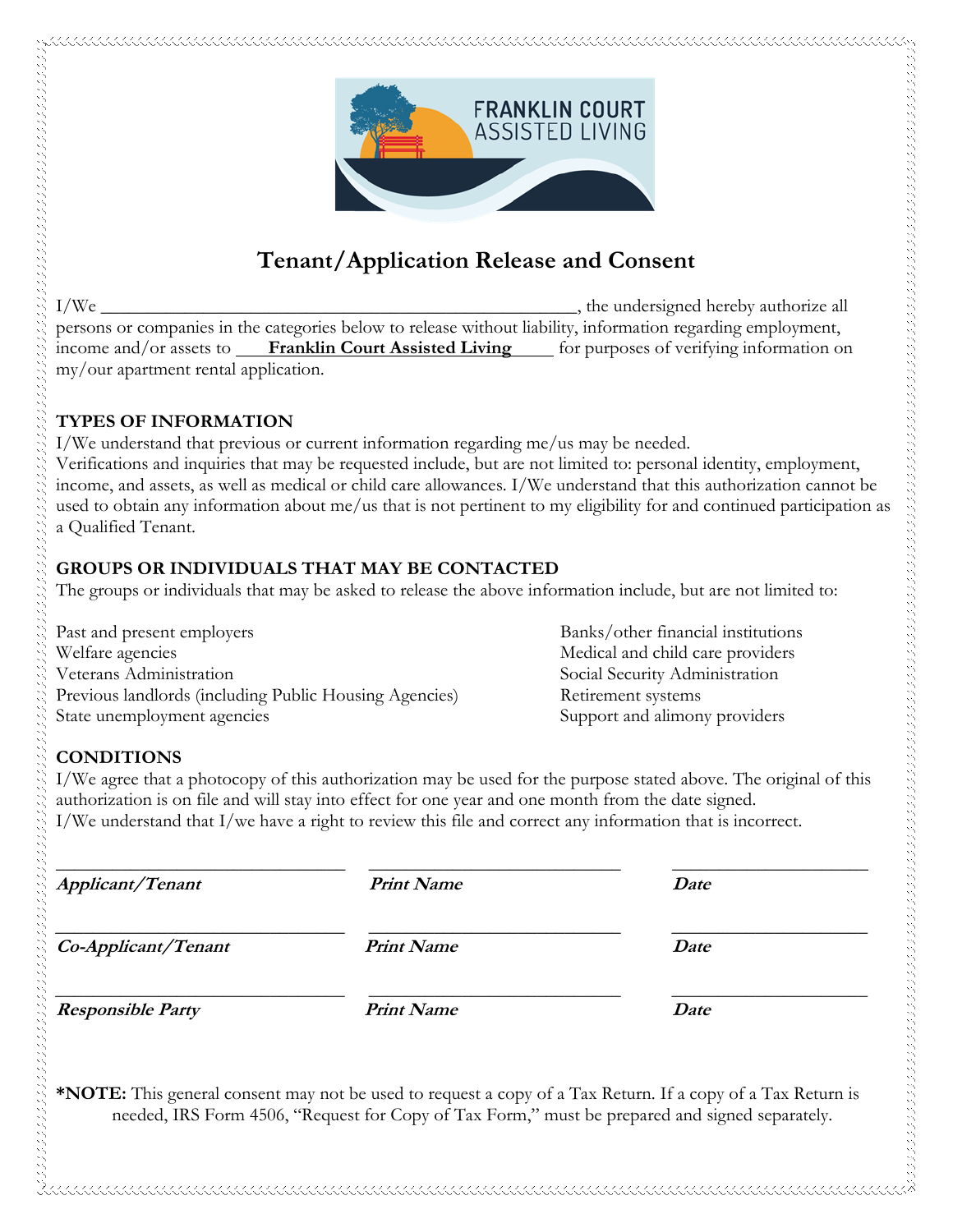FRANKLIN COURT ASSISTED LIVING

# Tenant/Application Release and Consent

I/We \_\_\_\_\_\_\_\_\_\_\_\_\_\_\_\_\_\_\_\_\_\_\_\_\_\_\_\_\_\_\_\_\_\_\_\_\_\_\_\_\_\_\_\_\_\_\_\_\_\_\_\_, the undersigned hereby authorize all persons or companies in the categories below to release without liability, information regarding employment, income and/or assets to **Franklin Court Assisted Living** for purposes of verifying information on my/our apartment rental application.

## TYPES OF INFORMATION

I/We understand that previous or current information regarding me/us may be needed.
Verifications and inquiries that may be requested include, but are not limited to: personal identity, employment, income, and assets, as well as medical or child care allowances. I/We understand that this authorization cannot be used to obtain any information about me/us that is not pertinent to my eligibility for and continued participation as a Qualified Tenant.

## GROUPS OR INDIVIDUALS THAT MAY BE CONTACTED

The groups or individuals that may be asked to release the above information include, but are not limited to:

Past and present employers
Welfare agencies
Veterans Administration
Previous landlords (including Public Housing Agencies)
State unemployment agencies
Banks/other financial institutions
Medical and child care providers
Social Security Administration
Retirement systems
Support and alimony providers

## CONDITIONS

I/We agree that a photocopy of this authorization may be used for the purpose stated above. The original of this authorization is on file and will stay into effect for one year and one month from the date signed.
I/We understand that I/we have a right to review this file and correct any information that is incorrect.

| | | |
|---|---|---|
| \_\_\_\_\_\_\_\_\_\_\_\_\_\_\_\_\_\_\_\_ | \_\_\_\_\_\_\_\_\_\_\_\_\_\_\_\_\_\_\_\_ | \_\_\_\_\_\_\_\_\_\_\_\_\_\_\_\_ |
| ***Applicant/Tenant*** | ***Print Name*** | ***Date*** |
| \_\_\_\_\_\_\_\_\_\_\_\_\_\_\_\_\_\_\_\_ | \_\_\_\_\_\_\_\_\_\_\_\_\_\_\_\_\_\_\_\_ | \_\_\_\_\_\_\_\_\_\_\_\_\_\_\_\_ |
| ***Co-Applicant/Tenant*** | ***Print Name*** | ***Date*** |
| \_\_\_\_\_\_\_\_\_\_\_\_\_\_\_\_\_\_\_\_ | \_\_\_\_\_\_\_\_\_\_\_\_\_\_\_\_\_\_\_\_ | \_\_\_\_\_\_\_\_\_\_\_\_\_\_\_\_ |
| ***Responsible Party*** | ***Print Name*** | ***Date*** |

***NOTE:** This general consent may not be used to request a copy of a Tax Return. If a copy of a Tax Return is needed, IRS Form 4506, "Request for Copy of Tax Form," must be prepared and signed separately.